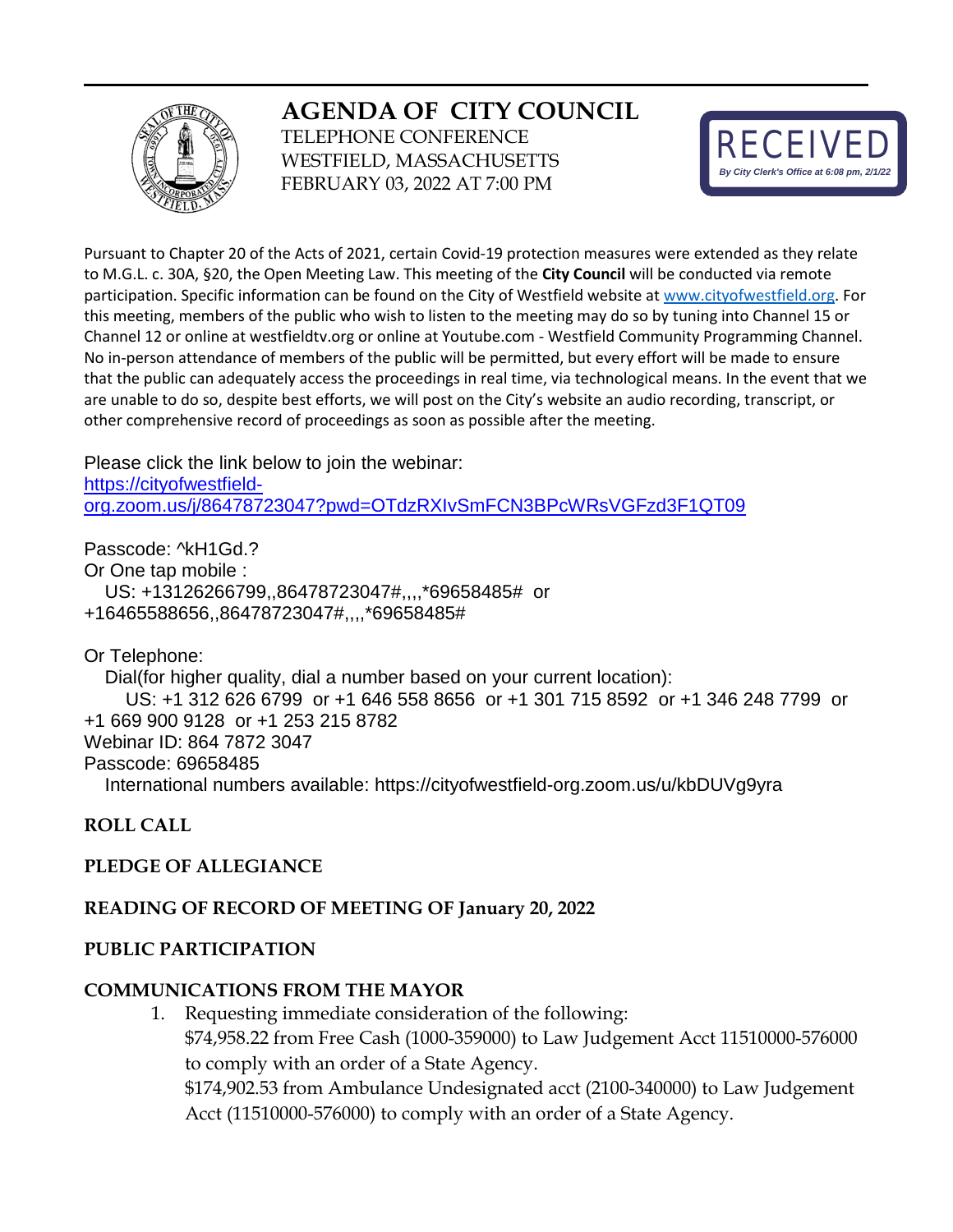# AGENDA OF CITY COUNCIL

TELEPHONE CONFERENCE
WESTFIELD, MASSACHUSETTS
FEBRUARY 03, 2022 AT 7:00 PM

RECEIVED
*By City Clerk's Office at 6:08 pm, 2/1/22*

Pursuant to Chapter 20 of the Acts of 2021, certain Covid-19 protection measures were extended as they relate to M.G.L. c. 30A, §20, the Open Meeting Law. This meeting of the **City Council** will be conducted via remote participation. Specific information can be found on the City of Westfield website at www.cityofwestfield.org. For this meeting, members of the public who wish to listen to the meeting may do so by tuning into Channel 15 or Channel 12 or online at westfieldtv.org or online at Youtube.com - Westfield Community Programming Channel. No in-person attendance of members of the public will be permitted, but every effort will be made to ensure that the public can adequately access the proceedings in real time, via technological means. In the event that we are unable to do so, despite best efforts, we will post on the City's website an audio recording, transcript, or other comprehensive record of proceedings as soon as possible after the meeting.

Please click the link below to join the webinar:
https://cityofwestfield-org.zoom.us/j/86478723047?pwd=OTdzRXIvSmFCN3BPcWRsVGFzd3F1QT09

Passcode: ^kH1Gd.?
Or One tap mobile :
US: +13126266799,,86478723047#,,,,*69658485# or +16465588656,,86478723047#,,,,*69658485#

Or Telephone:
Dial(for higher quality, dial a number based on your current location):
US: +1 312 626 6799 or +1 646 558 8656 or +1 301 715 8592 or +1 346 248 7799 or +1 669 900 9128 or +1 253 215 8782
Webinar ID: 864 7872 3047
Passcode: 69658485
International numbers available: https://cityofwestfield-org.zoom.us/u/kbDUVg9yra

**ROLL CALL**

**PLEDGE OF ALLEGIANCE**

**READING OF RECORD OF MEETING OF January 20, 2022**

**PUBLIC PARTICIPATION**

**COMMUNICATIONS FROM THE MAYOR**

1. Requesting immediate consideration of the following:
   $74,958.22 from Free Cash (1000-359000) to Law Judgement Acct 11510000-576000 to comply with an order of a State Agency.
   $174,902.53 from Ambulance Undesignated acct (2100-340000) to Law Judgement Acct (11510000-576000) to comply with an order of a State Agency.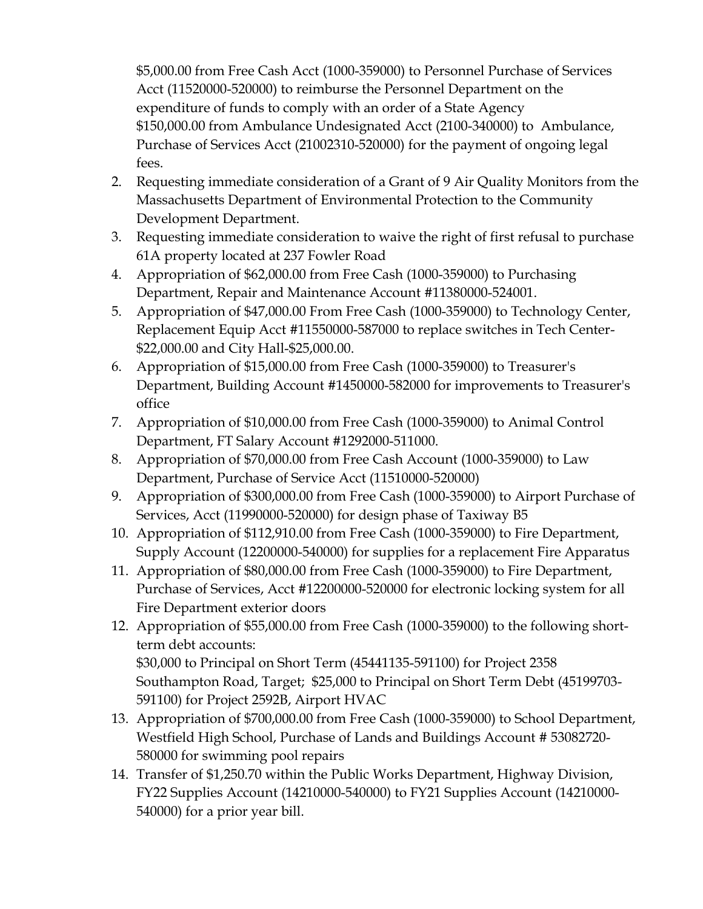$5,000.00 from Free Cash Acct (1000-359000) to Personnel Purchase of Services Acct (11520000-520000) to reimburse the Personnel Department on the expenditure of funds to comply with an order of a State Agency
$150,000.00 from Ambulance Undesignated Acct (2100-340000) to Ambulance, Purchase of Services Acct (21002310-520000) for the payment of ongoing legal fees.

2. Requesting immediate consideration of a Grant of 9 Air Quality Monitors from the Massachusetts Department of Environmental Protection to the Community Development Department.
3. Requesting immediate consideration to waive the right of first refusal to purchase 61A property located at 237 Fowler Road
4. Appropriation of $62,000.00 from Free Cash (1000-359000) to Purchasing Department, Repair and Maintenance Account #11380000-524001.
5. Appropriation of $47,000.00 From Free Cash (1000-359000) to Technology Center, Replacement Equip Acct #11550000-587000 to replace switches in Tech Center-$22,000.00 and City Hall-$25,000.00.
6. Appropriation of $15,000.00 from Free Cash (1000-359000) to Treasurer's Department, Building Account #1450000-582000 for improvements to Treasurer's office
7. Appropriation of $10,000.00 from Free Cash (1000-359000) to Animal Control Department, FT Salary Account #1292000-511000.
8. Appropriation of $70,000.00 from Free Cash Account (1000-359000) to Law Department, Purchase of Service Acct (11510000-520000)
9. Appropriation of $300,000.00 from Free Cash (1000-359000) to Airport Purchase of Services, Acct (11990000-520000) for design phase of Taxiway B5
10. Appropriation of $112,910.00 from Free Cash (1000-359000) to Fire Department, Supply Account (12200000-540000) for supplies for a replacement Fire Apparatus
11. Appropriation of $80,000.00 from Free Cash (1000-359000) to Fire Department, Purchase of Services, Acct #12200000-520000 for electronic locking system for all Fire Department exterior doors
12. Appropriation of $55,000.00 from Free Cash (1000-359000) to the following short-term debt accounts:
    $30,000 to Principal on Short Term (45441135-591100) for Project 2358 Southampton Road, Target; $25,000 to Principal on Short Term Debt (45199703-591100) for Project 2592B, Airport HVAC
13. Appropriation of $700,000.00 from Free Cash (1000-359000) to School Department, Westfield High School, Purchase of Lands and Buildings Account # 53082720-580000 for swimming pool repairs
14. Transfer of $1,250.70 within the Public Works Department, Highway Division, FY22 Supplies Account (14210000-540000) to FY21 Supplies Account (14210000-540000) for a prior year bill.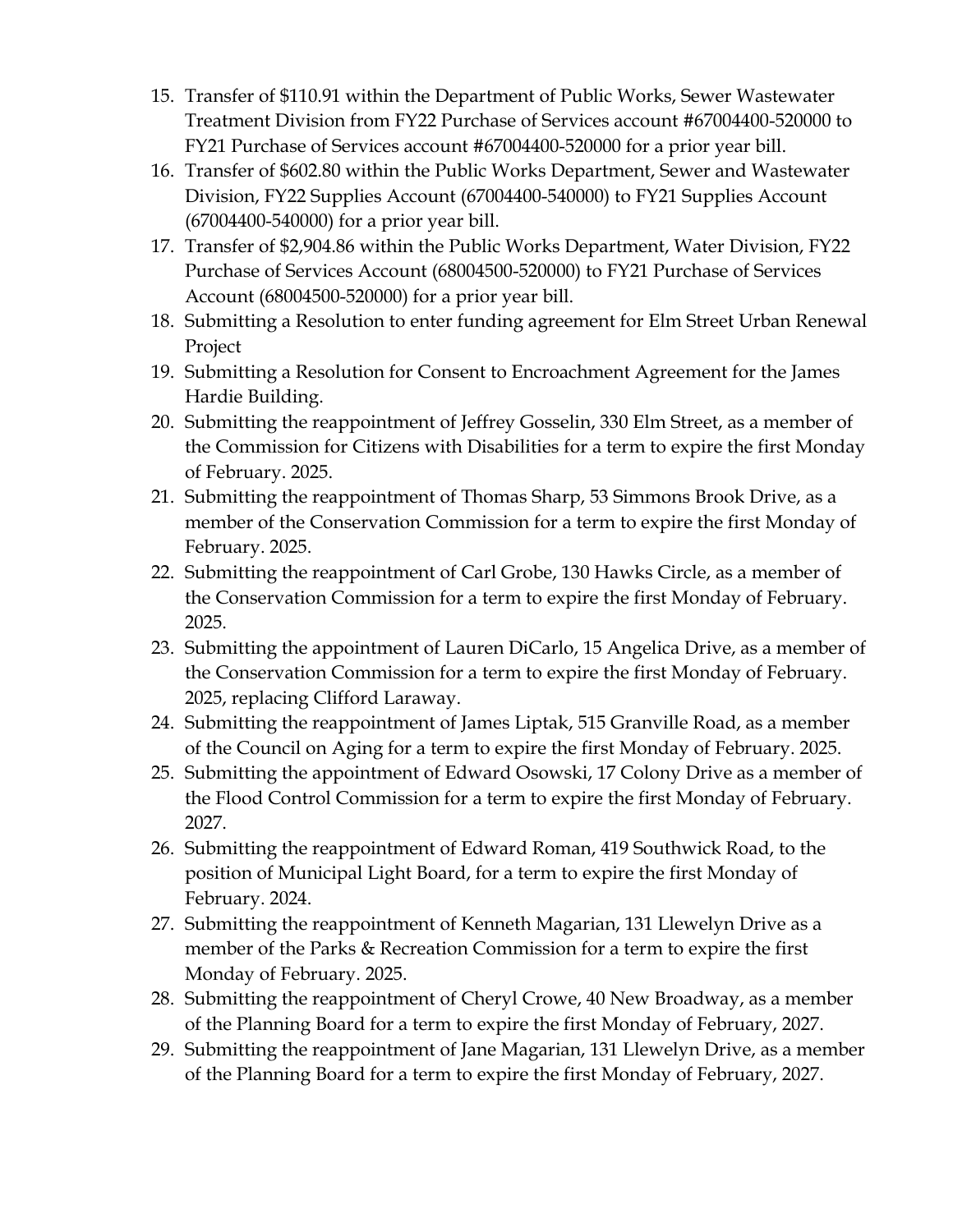15. Transfer of $110.91 within the Department of Public Works, Sewer Wastewater Treatment Division from FY22 Purchase of Services account #67004400-520000 to FY21 Purchase of Services account #67004400-520000 for a prior year bill.
16. Transfer of $602.80 within the Public Works Department, Sewer and Wastewater Division, FY22 Supplies Account (67004400-540000) to FY21 Supplies Account (67004400-540000) for a prior year bill.
17. Transfer of $2,904.86 within the Public Works Department, Water Division, FY22 Purchase of Services Account (68004500-520000) to FY21 Purchase of Services Account (68004500-520000) for a prior year bill.
18. Submitting a Resolution to enter funding agreement for Elm Street Urban Renewal Project
19. Submitting a Resolution for Consent to Encroachment Agreement for the James Hardie Building.
20. Submitting the reappointment of Jeffrey Gosselin, 330 Elm Street, as a member of the Commission for Citizens with Disabilities for a term to expire the first Monday of February. 2025.
21. Submitting the reappointment of Thomas Sharp, 53 Simmons Brook Drive, as a member of the Conservation Commission for a term to expire the first Monday of February. 2025.
22. Submitting the reappointment of Carl Grobe, 130 Hawks Circle, as a member of the Conservation Commission for a term to expire the first Monday of February. 2025.
23. Submitting the appointment of Lauren DiCarlo, 15 Angelica Drive, as a member of the Conservation Commission for a term to expire the first Monday of February. 2025, replacing Clifford Laraway.
24. Submitting the reappointment of James Liptak, 515 Granville Road, as a member of the Council on Aging for a term to expire the first Monday of February. 2025.
25. Submitting the appointment of Edward Osowski, 17 Colony Drive as a member of the Flood Control Commission for a term to expire the first Monday of February. 2027.
26. Submitting the reappointment of Edward Roman, 419 Southwick Road, to the position of Municipal Light Board, for a term to expire the first Monday of February. 2024.
27. Submitting the reappointment of Kenneth Magarian, 131 Llewelyn Drive as a member of the Parks & Recreation Commission for a term to expire the first Monday of February. 2025.
28. Submitting the reappointment of Cheryl Crowe, 40 New Broadway, as a member of the Planning Board for a term to expire the first Monday of February, 2027.
29. Submitting the reappointment of Jane Magarian, 131 Llewelyn Drive, as a member of the Planning Board for a term to expire the first Monday of February, 2027.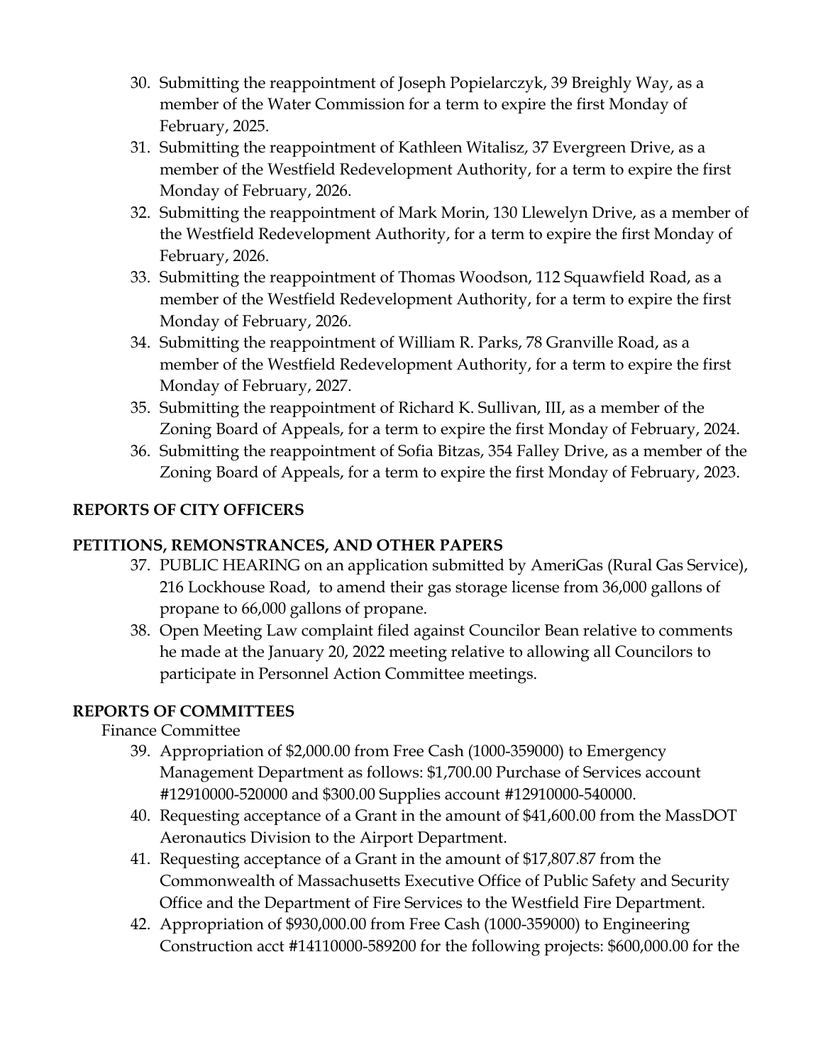30. Submitting the reappointment of Joseph Popielarczyk, 39 Breighly Way, as a member of the Water Commission for a term to expire the first Monday of February, 2025.
31. Submitting the reappointment of Kathleen Witalisz, 37 Evergreen Drive, as a member of the Westfield Redevelopment Authority, for a term to expire the first Monday of February, 2026.
32. Submitting the reappointment of Mark Morin, 130 Llewelyn Drive, as a member of the Westfield Redevelopment Authority, for a term to expire the first Monday of February, 2026.
33. Submitting the reappointment of Thomas Woodson, 112 Squawfield Road, as a member of the Westfield Redevelopment Authority, for a term to expire the first Monday of February, 2026.
34. Submitting the reappointment of William R. Parks, 78 Granville Road, as a member of the Westfield Redevelopment Authority, for a term to expire the first Monday of February, 2027.
35. Submitting the reappointment of Richard K. Sullivan, III, as a member of the Zoning Board of Appeals, for a term to expire the first Monday of February, 2024.
36. Submitting the reappointment of Sofia Bitzas, 354 Falley Drive, as a member of the Zoning Board of Appeals, for a term to expire the first Monday of February, 2023.

**REPORTS OF CITY OFFICERS**

**PETITIONS, REMONSTRANCES, AND OTHER PAPERS**

37. PUBLIC HEARING on an application submitted by AmeriGas (Rural Gas Service), 216 Lockhouse Road, to amend their gas storage license from 36,000 gallons of propane to 66,000 gallons of propane.
38. Open Meeting Law complaint filed against Councilor Bean relative to comments he made at the January 20, 2022 meeting relative to allowing all Councilors to participate in Personnel Action Committee meetings.

**REPORTS OF COMMITTEES**

Finance Committee

39. Appropriation of $2,000.00 from Free Cash (1000-359000) to Emergency Management Department as follows: $1,700.00 Purchase of Services account #12910000-520000 and $300.00 Supplies account #12910000-540000.
40. Requesting acceptance of a Grant in the amount of $41,600.00 from the MassDOT Aeronautics Division to the Airport Department.
41. Requesting acceptance of a Grant in the amount of $17,807.87 from the Commonwealth of Massachusetts Executive Office of Public Safety and Security Office and the Department of Fire Services to the Westfield Fire Department.
42. Appropriation of $930,000.00 from Free Cash (1000-359000) to Engineering Construction acct #14110000-589200 for the following projects: $600,000.00 for the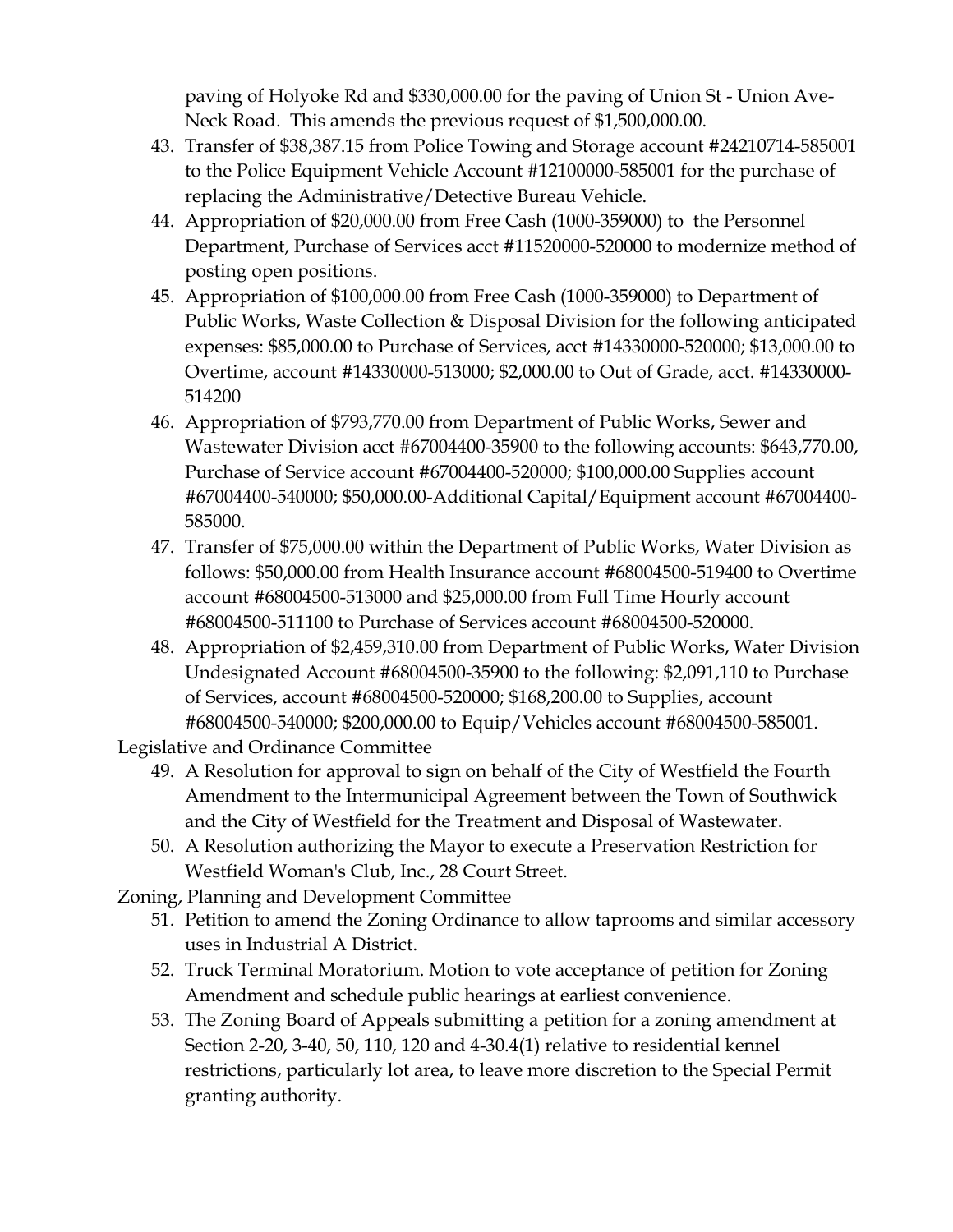paving of Holyoke Rd and $330,000.00 for the paving of Union St - Union Ave- Neck Road. This amends the previous request of $1,500,000.00.

43. Transfer of $38,387.15 from Police Towing and Storage account #24210714-585001 to the Police Equipment Vehicle Account #12100000-585001 for the purchase of replacing the Administrative/Detective Bureau Vehicle.
44. Appropriation of $20,000.00 from Free Cash (1000-359000) to the Personnel Department, Purchase of Services acct #11520000-520000 to modernize method of posting open positions.
45. Appropriation of $100,000.00 from Free Cash (1000-359000) to Department of Public Works, Waste Collection & Disposal Division for the following anticipated expenses: $85,000.00 to Purchase of Services, acct #14330000-520000; $13,000.00 to Overtime, account #14330000-513000; $2,000.00 to Out of Grade, acct. #14330000-514200
46. Appropriation of $793,770.00 from Department of Public Works, Sewer and Wastewater Division acct #67004400-35900 to the following accounts: $643,770.00, Purchase of Service account #67004400-520000; $100,000.00 Supplies account #67004400-540000; $50,000.00-Additional Capital/Equipment account #67004400-585000.
47. Transfer of $75,000.00 within the Department of Public Works, Water Division as follows: $50,000.00 from Health Insurance account #68004500-519400 to Overtime account #68004500-513000 and $25,000.00 from Full Time Hourly account #68004500-511100 to Purchase of Services account #68004500-520000.
48. Appropriation of $2,459,310.00 from Department of Public Works, Water Division Undesignated Account #68004500-35900 to the following: $2,091,110 to Purchase of Services, account #68004500-520000; $168,200.00 to Supplies, account #68004500-540000; $200,000.00 to Equip/Vehicles account #68004500-585001.

Legislative and Ordinance Committee

49. A Resolution for approval to sign on behalf of the City of Westfield the Fourth Amendment to the Intermunicipal Agreement between the Town of Southwick and the City of Westfield for the Treatment and Disposal of Wastewater.
50. A Resolution authorizing the Mayor to execute a Preservation Restriction for Westfield Woman's Club, Inc., 28 Court Street.

Zoning, Planning and Development Committee

51. Petition to amend the Zoning Ordinance to allow taprooms and similar accessory uses in Industrial A District.
52. Truck Terminal Moratorium. Motion to vote acceptance of petition for Zoning Amendment and schedule public hearings at earliest convenience.
53. The Zoning Board of Appeals submitting a petition for a zoning amendment at Section 2-20, 3-40, 50, 110, 120 and 4-30.4(1) relative to residential kennel restrictions, particularly lot area, to leave more discretion to the Special Permit granting authority.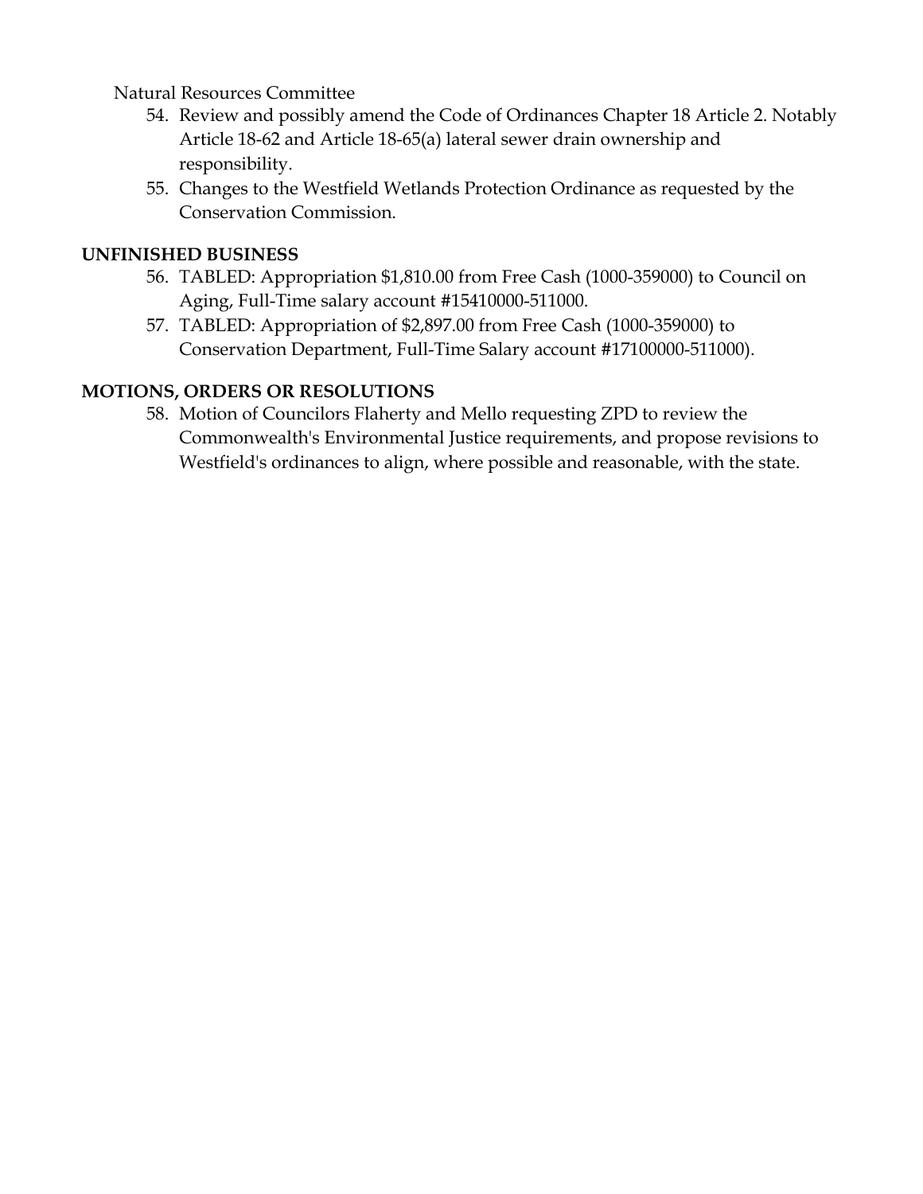Natural Resources Committee

54. Review and possibly amend the Code of Ordinances Chapter 18 Article 2. Notably Article 18-62 and Article 18-65(a) lateral sewer drain ownership and responsibility.
55. Changes to the Westfield Wetlands Protection Ordinance as requested by the Conservation Commission.

**UNFINISHED BUSINESS**

56. TABLED: Appropriation $1,810.00 from Free Cash (1000-359000) to Council on Aging, Full-Time salary account #15410000-511000.
57. TABLED: Appropriation of $2,897.00 from Free Cash (1000-359000) to Conservation Department, Full-Time Salary account #17100000-511000).

**MOTIONS, ORDERS OR RESOLUTIONS**

58. Motion of Councilors Flaherty and Mello requesting ZPD to review the Commonwealth's Environmental Justice requirements, and propose revisions to Westfield's ordinances to align, where possible and reasonable, with the state.